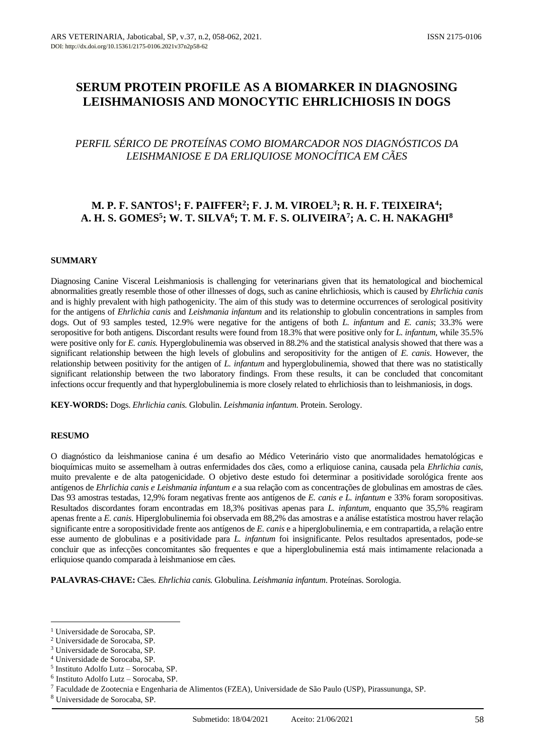# SERUM PROTEIN PROFILE AS A BIOMARKER IN DIAGNOSING LEISHMANIOSIS AND MONOCYTIC EHRLICHIOSIS IN DOGS

## *PERFIL SÉRICO DE PROTEÍNAS COMO BIOMARCADOR NOS DIAGNÓSTICOS DA LEISHMANIOSE E DA ERLIQUIOSE MONOCÍTICA EM CÃES*

**M. P. F. SANTOS[1]; F. PAIFFER[2]; F. J. M. VIROEL[3]; R. H. F. TEIXEIRA[4]; A. H. S. GOMES[5]; W. T. SILVA[6]; T. M. F. S. OLIVEIRA[7]; A. C. H. NAKAGHI[8]**

### SUMMARY

Diagnosing Canine Visceral Leishmaniosis is challenging for veterinarians given that its hematological and biochemical abnormalities greatly resemble those of other illnesses of dogs, such as canine ehrlichiosis, which is caused by *Ehrlichia canis* and is highly prevalent with high pathogenicity. The aim of this study was to determine occurrences of serological positivity for the antigens of *Ehrlichia canis* and *Leishmania infantum* and its relationship to globulin concentrations in samples from dogs. Out of 93 samples tested, 12.9% were negative for the antigens of both *L. infantum* and *E. canis*; 33.3% were seropositive for both antigens. Discordant results were found from 18.3% that were positive only for *L. infantum*, while 35.5% were positive only for *E. canis*. Hyperglobulinemia was observed in 88.2% and the statistical analysis showed that there was a significant relationship between the high levels of globulins and seropositivity for the antigen of *E. canis*. However, the relationship between positivity for the antigen of *L. infantum* and hyperglobulinemia, showed that there was no statistically significant relationship between the two laboratory findings. From these results, it can be concluded that concomitant infections occur frequently and that hyperglobulinemia is more closely related to ehrlichiosis than to leishmaniosis, in dogs.

**KEY-WORDS:** Dogs. *Ehrlichia canis*. Globulin. *Leishmania infantum*. Protein. Serology.

### RESUMO

O diagnóstico da leishmaniose canina é um desafio ao Médico Veterinário visto que anormalidades hematológicas e bioquímicas muito se assemelham à outras enfermidades dos cães, como a erliquiose canina, causada pela *Ehrlichia canis*, muito prevalente e de alta patogenicidade. O objetivo deste estudo foi determinar a positividade sorológica frente aos antígenos de *Ehrlichia canis e Leishmania infantum e* a sua relação com as concentrações de globulinas em amostras de cães. Das 93 amostras testadas, 12,9% foram negativas frente aos antígenos de *E. canis e L. infantum* e 33% foram soropositivas. Resultados discordantes foram encontradas em 18,3% positivas apenas para *L. infantum,* enquanto que 35,5% reagiram apenas frente a *E. canis.* Hiperglobulinemia foi observada em 88,2% das amostras e a análise estatística mostrou haver relação significante entre a soropositividade frente aos antígenos de *E. canis* e a hiperglobulinemia, e em contrapartida, a relação entre esse aumento de globulinas e a positividade para *L. infantum* foi insignificante. Pelos resultados apresentados, pode-se concluir que as infecções concomitantes são frequentes e que a hiperglobulinemia está mais intimamente relacionada a erliquiose quando comparada à leishmaniose em cães.

**PALAVRAS-CHAVE:** Cães. *Ehrlichia canis*. Globulina. *Leishmania infantum*. Proteínas. Sorologia.

---

[1] Universidade de Sorocaba, SP.
[2] Universidade de Sorocaba, SP.
[3] Universidade de Sorocaba, SP.
[4] Universidade de Sorocaba, SP.
[5] Instituto Adolfo Lutz – Sorocaba, SP.
[6] Instituto Adolfo Lutz – Sorocaba, SP.
[7] Faculdade de Zootecnia e Engenharia de Alimentos (FZEA), Universidade de São Paulo (USP), Pirassununga, SP.
[8] Universidade de Sorocaba, SP.

Submetido: 18/04/2021 Aceito: 21/06/2021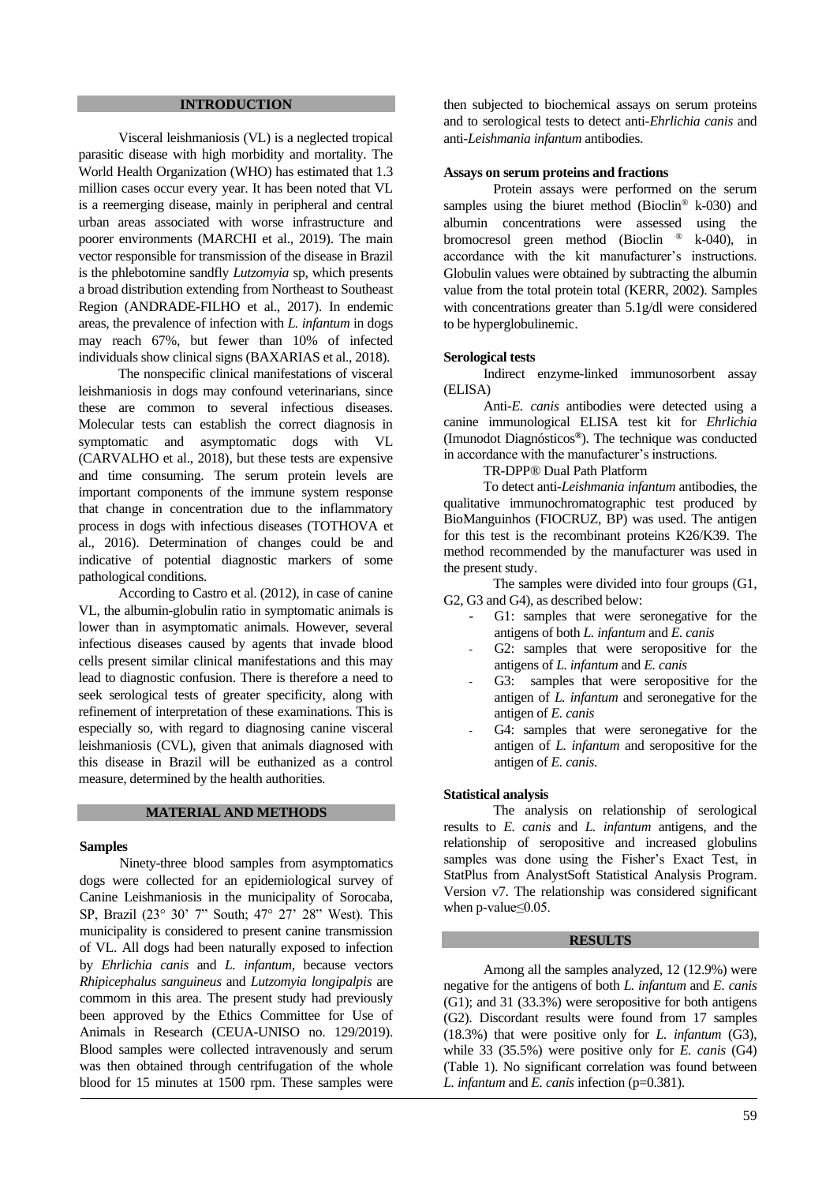## INTRODUCTION

Visceral leishmaniosis (VL) is a neglected tropical parasitic disease with high morbidity and mortality. The World Health Organization (WHO) has estimated that 1.3 million cases occur every year. It has been noted that VL is a reemerging disease, mainly in peripheral and central urban areas associated with worse infrastructure and poorer environments (MARCHI et al., 2019). The main vector responsible for transmission of the disease in Brazil is the phlebotomine sandfly *Lutzomyia* sp, which presents a broad distribution extending from Northeast to Southeast Region (ANDRADE-FILHO et al., 2017). In endemic areas, the prevalence of infection with *L. infantum* in dogs may reach 67%, but fewer than 10% of infected individuals show clinical signs (BAXARIAS et al., 2018).

The nonspecific clinical manifestations of visceral leishmaniosis in dogs may confound veterinarians, since these are common to several infectious diseases. Molecular tests can establish the correct diagnosis in symptomatic and asymptomatic dogs with VL (CARVALHO et al., 2018), but these tests are expensive and time consuming. The serum protein levels are important components of the immune system response that change in concentration due to the inflammatory process in dogs with infectious diseases (TOTHOVA et al., 2016). Determination of changes could be and indicative of potential diagnostic markers of some pathological conditions.

According to Castro et al. (2012), in case of canine VL, the albumin-globulin ratio in symptomatic animals is lower than in asymptomatic animals. However, several infectious diseases caused by agents that invade blood cells present similar clinical manifestations and this may lead to diagnostic confusion. There is therefore a need to seek serological tests of greater specificity, along with refinement of interpretation of these examinations. This is especially so, with regard to diagnosing canine visceral leishmaniosis (CVL), given that animals diagnosed with this disease in Brazil will be euthanized as a control measure, determined by the health authorities.

## MATERIAL AND METHODS

### Samples

Ninety-three blood samples from asymptomatics dogs were collected for an epidemiological survey of Canine Leishmaniosis in the municipality of Sorocaba, SP, Brazil (23° 30' 7" South; 47° 27' 28" West). This municipality is considered to present canine transmission of VL. All dogs had been naturally exposed to infection by *Ehrlichia canis* and *L. infantum*, because vectors *Rhipicephalus sanguineus* and *Lutzomyia longipalpis* are commom in this area. The present study had previously been approved by the Ethics Committee for Use of Animals in Research (CEUA-UNISO no. 129/2019). Blood samples were collected intravenously and serum was then obtained through centrifugation of the whole blood for 15 minutes at 1500 rpm. These samples were then subjected to biochemical assays on serum proteins and to serological tests to detect anti-*Ehrlichia canis* and anti-*Leishmania infantum* antibodies.

### Assays on serum proteins and fractions

Protein assays were performed on the serum samples using the biuret method (Bioclin® k-030) and albumin concentrations were assessed using the bromocresol green method (Bioclin ® k-040), in accordance with the kit manufacturer's instructions. Globulin values were obtained by subtracting the albumin value from the total protein total (KERR, 2002). Samples with concentrations greater than 5.1g/dl were considered to be hyperglobulinemic.

### Serological tests

Indirect enzyme-linked immunosorbent assay (ELISA)

Anti-*E. canis* antibodies were detected using a canine immunological ELISA test kit for *Ehrlichia* (Imunodot Diagnósticos®). The technique was conducted in accordance with the manufacturer's instructions.

TR-DPP® Dual Path Platform

To detect anti-*Leishmania infantum* antibodies, the qualitative immunochromatographic test produced by BioManguinhos (FIOCRUZ, BP) was used. The antigen for this test is the recombinant proteins K26/K39. The method recommended by the manufacturer was used in the present study.

The samples were divided into four groups (G1, G2, G3 and G4), as described below:

- G1: samples that were seronegative for the antigens of both *L. infantum* and *E. canis*
- G2: samples that were seropositive for the antigens of *L. infantum* and *E. canis*
- G3: samples that were seropositive for the antigen of *L. infantum* and seronegative for the antigen of *E. canis*
- G4: samples that were seronegative for the antigen of *L. infantum* and seropositive for the antigen of *E. canis*.

### Statistical analysis

The analysis on relationship of serological results to *E. canis* and *L. infantum* antigens, and the relationship of seropositive and increased globulins samples was done using the Fisher's Exact Test, in StatPlus from AnalystSoft Statistical Analysis Program. Version v7. The relationship was considered significant when p-value≤0.05.

## RESULTS

Among all the samples analyzed, 12 (12.9%) were negative for the antigens of both *L. infantum* and *E. canis* (G1); and 31 (33.3%) were seropositive for both antigens (G2). Discordant results were found from 17 samples (18.3%) that were positive only for *L. infantum* (G3), while 33 (35.5%) were positive only for *E. canis* (G4) (Table 1). No significant correlation was found between *L. infantum* and *E. canis* infection (p=0.381).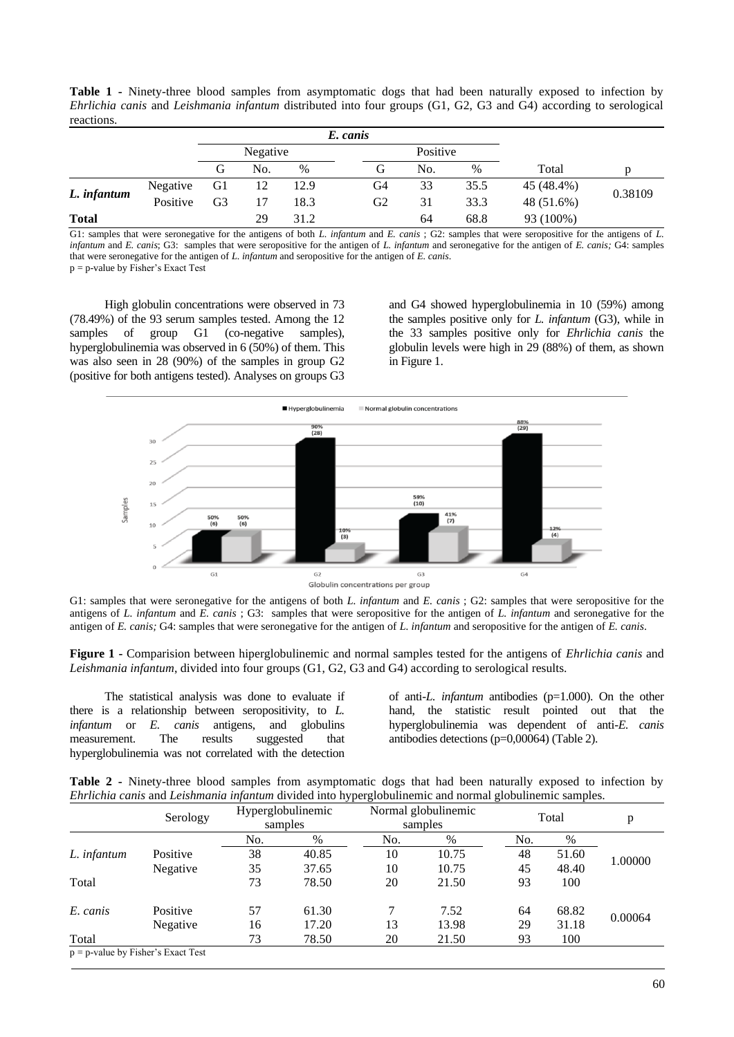**Table 1 -** Ninety-three blood samples from asymptomatic dogs that had been naturally exposed to infection by *Ehrlichia canis* and *Leishmania infantum* distributed into four groups (G1, G2, G3 and G4) according to serological reactions.

| | | *E. canis* | | | | | | | |
|---|---|---|---|---|---|---|---|---|---|
| | | Negative | | | Positive | | | | |
| | | G | No. | % | G | No. | % | Total | p |
| ***L. infantum*** | Negative | G1 | 12 | 12.9 | G4 | 33 | 35.5 | 45 (48.4%) | 0.38109 |
| | Positive | G3 | 17 | 18.3 | G2 | 31 | 33.3 | 48 (51.6%) | |
| **Total** | | | 29 | 31.2 | | 64 | 68.8 | 93 (100%) | |

G1: samples that were seronegative for the antigens of both *L. infantum* and *E. canis* ; G2: samples that were seropositive for the antigens of *L. infantum* and *E. canis*; G3: samples that were seropositive for the antigen of *L. infantum* and seronegative for the antigen of *E. canis;* G4: samples that were seronegative for the antigen of *L. infantum* and seropositive for the antigen of *E. canis*.
p = p-value by Fisher's Exact Test

High globulin concentrations were observed in 73 (78.49%) of the 93 serum samples tested. Among the 12 samples of group G1 (co-negative samples), hyperglobulinemia was observed in 6 (50%) of them. This was also seen in 28 (90%) of the samples in group G2 (positive for both antigens tested). Analyses on groups G3 and G4 showed hyperglobulinemia in 10 (59%) among the samples positive only for *L. infantum* (G3), while in the 33 samples positive only for *Ehrlichia canis* the globulin levels were high in 29 (88%) of them, as shown in Figure 1.

G1: samples that were seronegative for the antigens of both *L. infantum* and *E. canis* ; G2: samples that were seropositive for the antigens of *L. infantum* and *E. canis* ; G3: samples that were seropositive for the antigen of *L. infantum* and seronegative for the antigen of *E. canis;* G4: samples that were seronegative for the antigen of *L. infantum* and seropositive for the antigen of *E. canis*.

**Figure 1 -** Comparision between hiperglobulinemic and normal samples tested for the antigens of *Ehrlichia canis* and *Leishmania infantum*, divided into four groups (G1, G2, G3 and G4) according to serological results.

The statistical analysis was done to evaluate if there is a relationship between seropositivity, to *L. infantum* or *E. canis* antigens, and globulins measurement. The results suggested that hyperglobulinemia was not correlated with the detection of anti-*L. infantum* antibodies (p=1.000). On the other hand, the statistic result pointed out that the hyperglobulinemia was dependent of anti-*E. canis* antibodies detections (p=0,00064) (Table 2).

**Table 2 -** Ninety-three blood samples from asymptomatic dogs that had been naturally exposed to infection by *Ehrlichia canis* and *Leishmania infantum* divided into hyperglobulinemic and normal globulinemic samples.

| | Serology | Hyperglobulinemic samples | | Normal globulinemic samples | | Total | | p |
|---|---|---|---|---|---|---|---|---|
| | | No. | % | No. | % | No. | % | |
| *L. infantum* | Positive | 38 | 40.85 | 10 | 10.75 | 48 | 51.60 | 1.00000 |
| | Negative | 35 | 37.65 | 10 | 10.75 | 45 | 48.40 | |
| Total | | 73 | 78.50 | 20 | 21.50 | 93 | 100 | |
| *E. canis* | Positive | 57 | 61.30 | 7 | 7.52 | 64 | 68.82 | 0.00064 |
| | Negative | 16 | 17.20 | 13 | 13.98 | 29 | 31.18 | |
| Total | | 73 | 78.50 | 20 | 21.50 | 93 | 100 | |

p = p-value by Fisher's Exact Test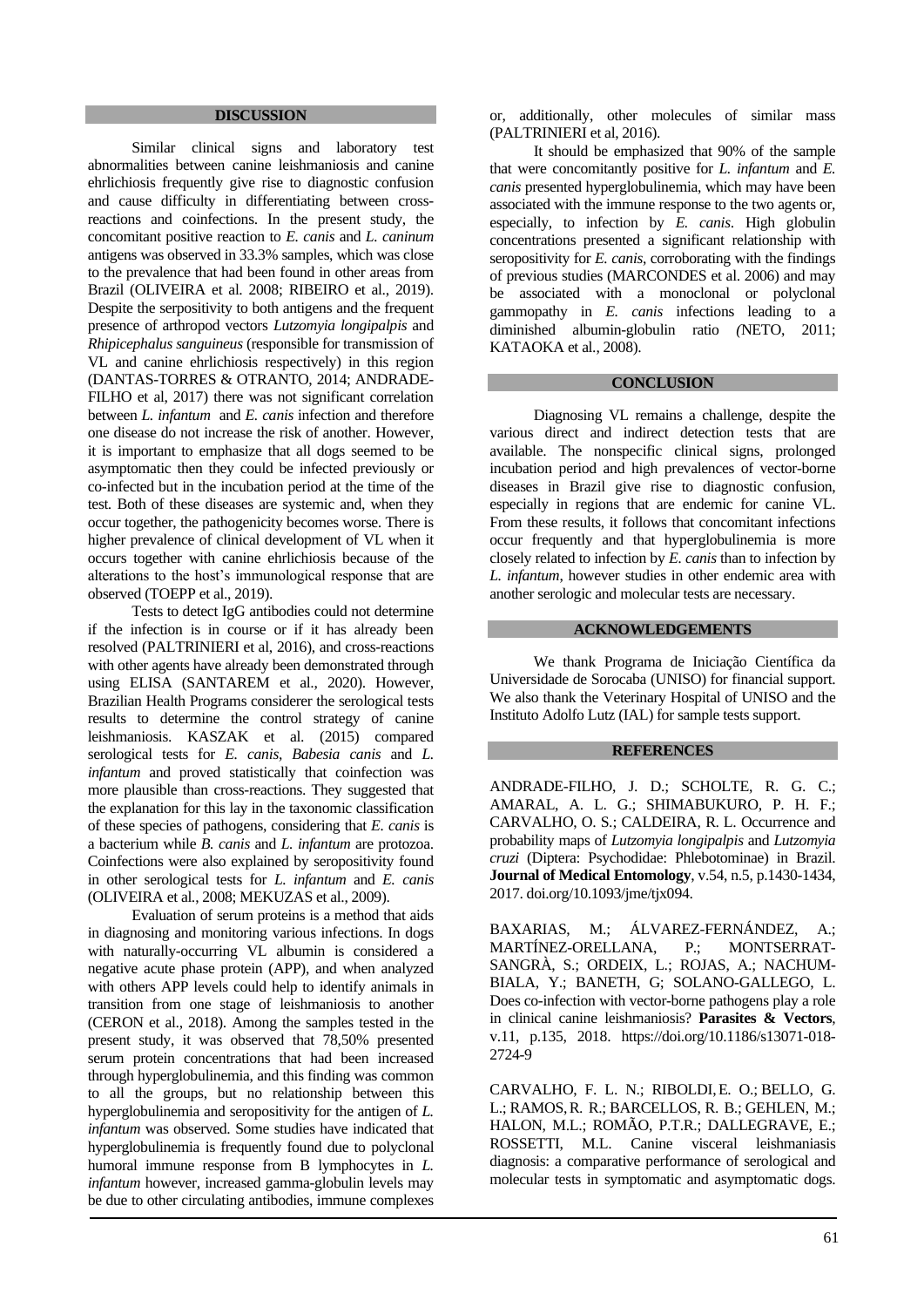## DISCUSSION

Similar clinical signs and laboratory test abnormalities between canine leishmaniosis and canine ehrlichiosis frequently give rise to diagnostic confusion and cause difficulty in differentiating between cross-reactions and coinfections. In the present study, the concomitant positive reaction to *E. canis* and *L. caninum* antigens was observed in 33.3% samples, which was close to the prevalence that had been found in other areas from Brazil (OLIVEIRA et al. 2008; RIBEIRO et al., 2019). Despite the serpositivity to both antigens and the frequent presence of arthropod vectors *Lutzomyia longipalpis* and *Rhipicephalus sanguineus* (responsible for transmission of VL and canine ehrlichiosis respectively) in this region (DANTAS-TORRES & OTRANTO, 2014; ANDRADE-FILHO et al, 2017) there was not significant correlation between *L. infantum* and *E. canis* infection and therefore one disease do not increase the risk of another. However, it is important to emphasize that all dogs seemed to be asymptomatic then they could be infected previously or co-infected but in the incubation period at the time of the test. Both of these diseases are systemic and, when they occur together, the pathogenicity becomes worse. There is higher prevalence of clinical development of VL when it occurs together with canine ehrlichiosis because of the alterations to the host's immunological response that are observed (TOEPP et al., 2019).

Tests to detect IgG antibodies could not determine if the infection is in course or if it has already been resolved (PALTRINIERI et al, 2016), and cross-reactions with other agents have already been demonstrated through using ELISA (SANTAREM et al., 2020). However, Brazilian Health Programs considerer the serological tests results to determine the control strategy of canine leishmaniosis. KASZAK et al. (2015) compared serological tests for *E. canis*, *Babesia canis* and *L. infantum* and proved statistically that coinfection was more plausible than cross-reactions. They suggested that the explanation for this lay in the taxonomic classification of these species of pathogens, considering that *E. canis* is a bacterium while *B. canis* and *L. infantum* are protozoa. Coinfections were also explained by seropositivity found in other serological tests for *L. infantum* and *E. canis* (OLIVEIRA et al., 2008; MEKUZAS et al., 2009).

Evaluation of serum proteins is a method that aids in diagnosing and monitoring various infections. In dogs with naturally-occurring VL albumin is considered a negative acute phase protein (APP), and when analyzed with others APP levels could help to identify animals in transition from one stage of leishmaniosis to another (CERON et al., 2018). Among the samples tested in the present study, it was observed that 78,50% presented serum protein concentrations that had been increased through hyperglobulinemia, and this finding was common to all the groups, but no relationship between this hyperglobulinemia and seropositivity for the antigen of *L. infantum* was observed. Some studies have indicated that hyperglobulinemia is frequently found due to polyclonal humoral immune response from B lymphocytes in *L. infantum* however, increased gamma-globulin levels may be due to other circulating antibodies, immune complexes or, additionally, other molecules of similar mass (PALTRINIERI et al, 2016).

It should be emphasized that 90% of the sample that were concomitantly positive for *L. infantum* and *E. canis* presented hyperglobulinemia, which may have been associated with the immune response to the two agents or, especially, to infection by *E. canis*. High globulin concentrations presented a significant relationship with seropositivity for *E. canis*, corroborating with the findings of previous studies (MARCONDES et al. 2006) and may be associated with a monoclonal or polyclonal gammopathy in *E. canis* infections leading to a diminished albumin-globulin ratio (NETO, 2011; KATAOKA et al., 2008).

## CONCLUSION

Diagnosing VL remains a challenge, despite the various direct and indirect detection tests that are available. The nonspecific clinical signs, prolonged incubation period and high prevalences of vector-borne diseases in Brazil give rise to diagnostic confusion, especially in regions that are endemic for canine VL. From these results, it follows that concomitant infections occur frequently and that hyperglobulinemia is more closely related to infection by *E. canis* than to infection by *L. infantum*, however studies in other endemic area with another serologic and molecular tests are necessary.

## ACKNOWLEDGEMENTS

We thank Programa de Iniciação Científica da Universidade de Sorocaba (UNISO) for financial support. We also thank the Veterinary Hospital of UNISO and the Instituto Adolfo Lutz (IAL) for sample tests support.

## REFERENCES

ANDRADE-FILHO, J. D.; SCHOLTE, R. G. C.; AMARAL, A. L. G.; SHIMABUKURO, P. H. F.; CARVALHO, O. S.; CALDEIRA, R. L. Occurrence and probability maps of *Lutzomyia longipalpis* and *Lutzomyia cruzi* (Diptera: Psychodidae: Phlebotominae) in Brazil. **Journal of Medical Entomology**, v.54, n.5, p.1430-1434, 2017. doi.org/10.1093/jme/tjx094.

BAXARIAS, M.; ÁLVAREZ-FERNÁNDEZ, A.; MARTÍNEZ-ORELLANA, P.; MONTSERRAT-SANGRÀ, S.; ORDEIX, L.; ROJAS, A.; NACHUM-BIALA, Y.; BANETH, G; SOLANO-GALLEGO, L. Does co-infection with vector-borne pathogens play a role in clinical canine leishmaniosis? **Parasites & Vectors**, v.11, p.135, 2018. https://doi.org/10.1186/s13071-018-2724-9

CARVALHO, F. L. N.; RIBOLDI, E. O.; BELLO, G. L.; RAMOS, R. R.; BARCELLOS, R. B.; GEHLEN, M.; HALON, M.L.; ROMÃO, P.T.R.; DALLEGRAVE, E.; ROSSETTI, M.L. Canine visceral leishmaniasis diagnosis: a comparative performance of serological and molecular tests in symptomatic and asymptomatic dogs.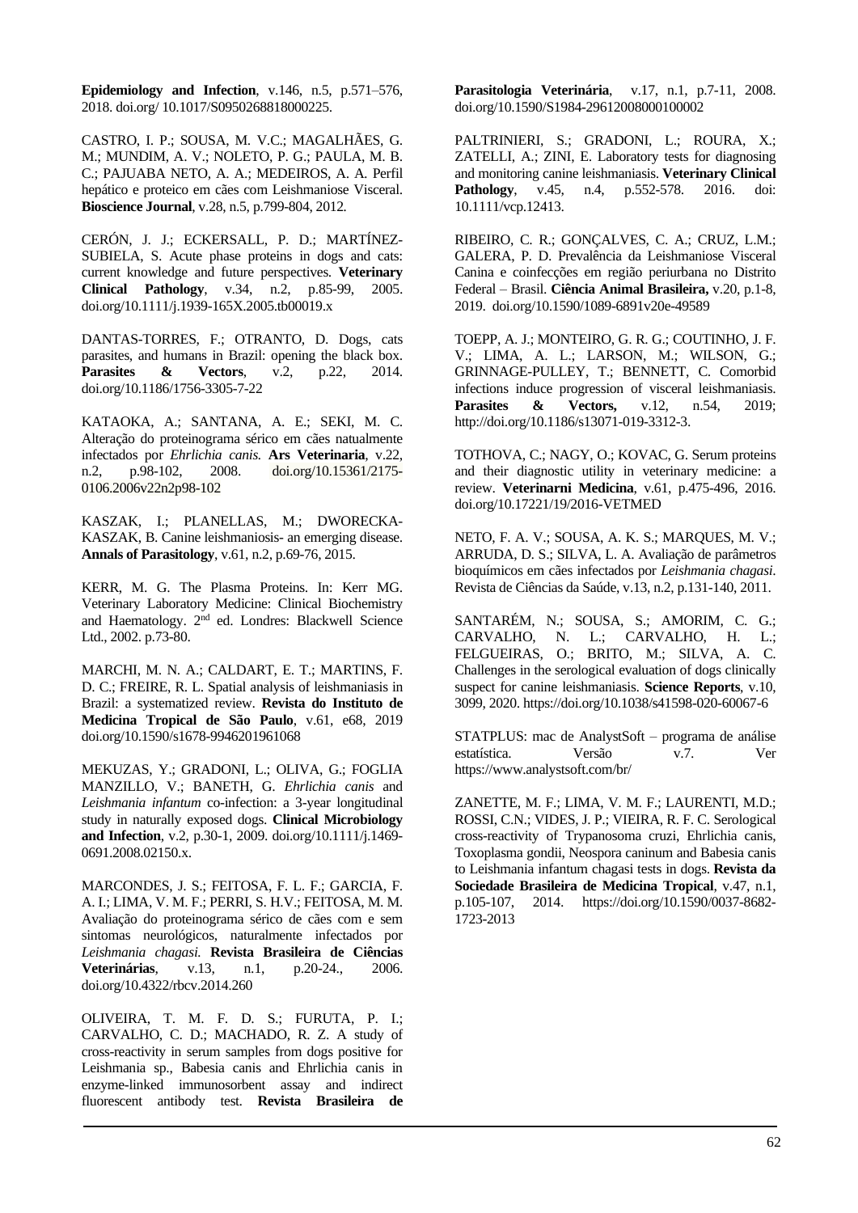**Epidemiology and Infection**, v.146, n.5, p.571–576, 2018. doi.org/ 10.1017/S0950268818000225.

CASTRO, I. P.; SOUSA, M. V.C.; MAGALHÃES, G. M.; MUNDIM, A. V.; NOLETO, P. G.; PAULA, M. B. C.; PAJUABA NETO, A. A.; MEDEIROS, A. A. Perfil hepático e proteico em cães com Leishmaniose Visceral. **Bioscience Journal**, v.28, n.5, p.799-804, 2012.

CERÓN, J. J.; ECKERSALL, P. D.; MARTÍNEZ-SUBIELA, S. Acute phase proteins in dogs and cats: current knowledge and future perspectives. **Veterinary Clinical Pathology**, v.34, n.2, p.85-99, 2005. doi.org/10.1111/j.1939-165X.2005.tb00019.x

DANTAS-TORRES, F.; OTRANTO, D. Dogs, cats parasites, and humans in Brazil: opening the black box. **Parasites & Vectors**, v.2, p.22, 2014. doi.org/10.1186/1756-3305-7-22

KATAOKA, A.; SANTANA, A. E.; SEKI, M. C. Alteração do proteinograma sérico em cães natualmente infectados por *Ehrlichia canis.* **Ars Veterinaria**, v.22, n.2, p.98-102, 2008. doi.org/10.15361/2175-0106.2006v22n2p98-102

KASZAK, I.; PLANELLAS, M.; DWORECKA-KASZAK, B. Canine leishmaniosis- an emerging disease. **Annals of Parasitology**, v.61, n.2, p.69-76, 2015.

KERR, M. G. The Plasma Proteins. In: Kerr MG. Veterinary Laboratory Medicine: Clinical Biochemistry and Haematology. 2nd ed. Londres: Blackwell Science Ltd., 2002. p.73-80.

MARCHI, M. N. A.; CALDART, E. T.; MARTINS, F. D. C.; FREIRE, R. L. Spatial analysis of leishmaniasis in Brazil: a systematized review. **Revista do Instituto de Medicina Tropical de São Paulo**, v.61, e68, 2019 doi.org/10.1590/s1678-9946201961068

MEKUZAS, Y.; GRADONI, L.; OLIVA, G.; FOGLIA MANZILLO, V.; BANETH, G. *Ehrlichia canis* and *Leishmania infantum* co-infection: a 3-year longitudinal study in naturally exposed dogs. **Clinical Microbiology and Infection**, v.2, p.30-1, 2009. doi.org/10.1111/j.1469-0691.2008.02150.x.

MARCONDES, J. S.; FEITOSA, F. L. F.; GARCIA, F. A. I.; LIMA, V. M. F.; PERRI, S. H.V.; FEITOSA, M. M. Avaliação do proteinograma sérico de cães com e sem sintomas neurológicos, naturalmente infectados por *Leishmania chagasi.* **Revista Brasileira de Ciências Veterinárias**, v.13, n.1, p.20-24., 2006. doi.org/10.4322/rbcv.2014.260

OLIVEIRA, T. M. F. D. S.; FURUTA, P. I.; CARVALHO, C. D.; MACHADO, R. Z. A study of cross-reactivity in serum samples from dogs positive for Leishmania sp., Babesia canis and Ehrlichia canis in enzyme-linked immunosorbent assay and indirect fluorescent antibody test. **Revista Brasileira de Parasitologia Veterinária**, v.17, n.1, p.7-11, 2008. doi.org/10.1590/S1984-29612008000100002

PALTRINIERI, S.; GRADONI, L.; ROURA, X.; ZATELLI, A.; ZINI, E. Laboratory tests for diagnosing and monitoring canine leishmaniasis. **Veterinary Clinical Pathology**, v.45, n.4, p.552-578. 2016. doi: 10.1111/vcp.12413.

RIBEIRO, C. R.; GONÇALVES, C. A.; CRUZ, L.M.; GALERA, P. D. Prevalência da Leishmaniose Visceral Canina e coinfecções em região periurbana no Distrito Federal – Brasil. **Ciência Animal Brasileira,** v.20, p.1-8, 2019. doi.org/10.1590/1089-6891v20e-49589

TOEPP, A. J.; MONTEIRO, G. R. G.; COUTINHO, J. F. V.; LIMA, A. L.; LARSON, M.; WILSON, G.; GRINNAGE-PULLEY, T.; BENNETT, C. Comorbid infections induce progression of visceral leishmaniasis. **Parasites & Vectors,** v.12, n.54, 2019; http://doi.org/10.1186/s13071-019-3312-3.

TOTHOVA, C.; NAGY, O.; KOVAC, G. Serum proteins and their diagnostic utility in veterinary medicine: a review. **Veterinarni Medicina**, v.61, p.475-496, 2016. doi.org/10.17221/19/2016-VETMED

NETO, F. A. V.; SOUSA, A. K. S.; MARQUES, M. V.; ARRUDA, D. S.; SILVA, L. A. Avaliação de parâmetros bioquímicos em cães infectados por *Leishmania chagasi.* Revista de Ciências da Saúde, v.13, n.2, p.131-140, 2011.

SANTARÉM, N.; SOUSA, S.; AMORIM, C. G.; CARVALHO, N. L.; CARVALHO, H. L.; FELGUEIRAS, O.; BRITO, M.; SILVA, A. C. Challenges in the serological evaluation of dogs clinically suspect for canine leishmaniasis. **Science Reports**, v.10, 3099, 2020. https://doi.org/10.1038/s41598-020-60067-6

STATPLUS: mac de AnalystSoft – programa de análise estatística. Versão v.7. Ver https://www.analystsoft.com/br/

ZANETTE, M. F.; LIMA, V. M. F.; LAURENTI, M.D.; ROSSI, C.N.; VIDES, J. P.; VIEIRA, R. F. C. Serological cross-reactivity of Trypanosoma cruzi, Ehrlichia canis, Toxoplasma gondii, Neospora caninum and Babesia canis to Leishmania infantum chagasi tests in dogs. **Revista da Sociedade Brasileira de Medicina Tropical**, v.47, n.1, p.105-107, 2014. https://doi.org/10.1590/0037-8682-1723-2013